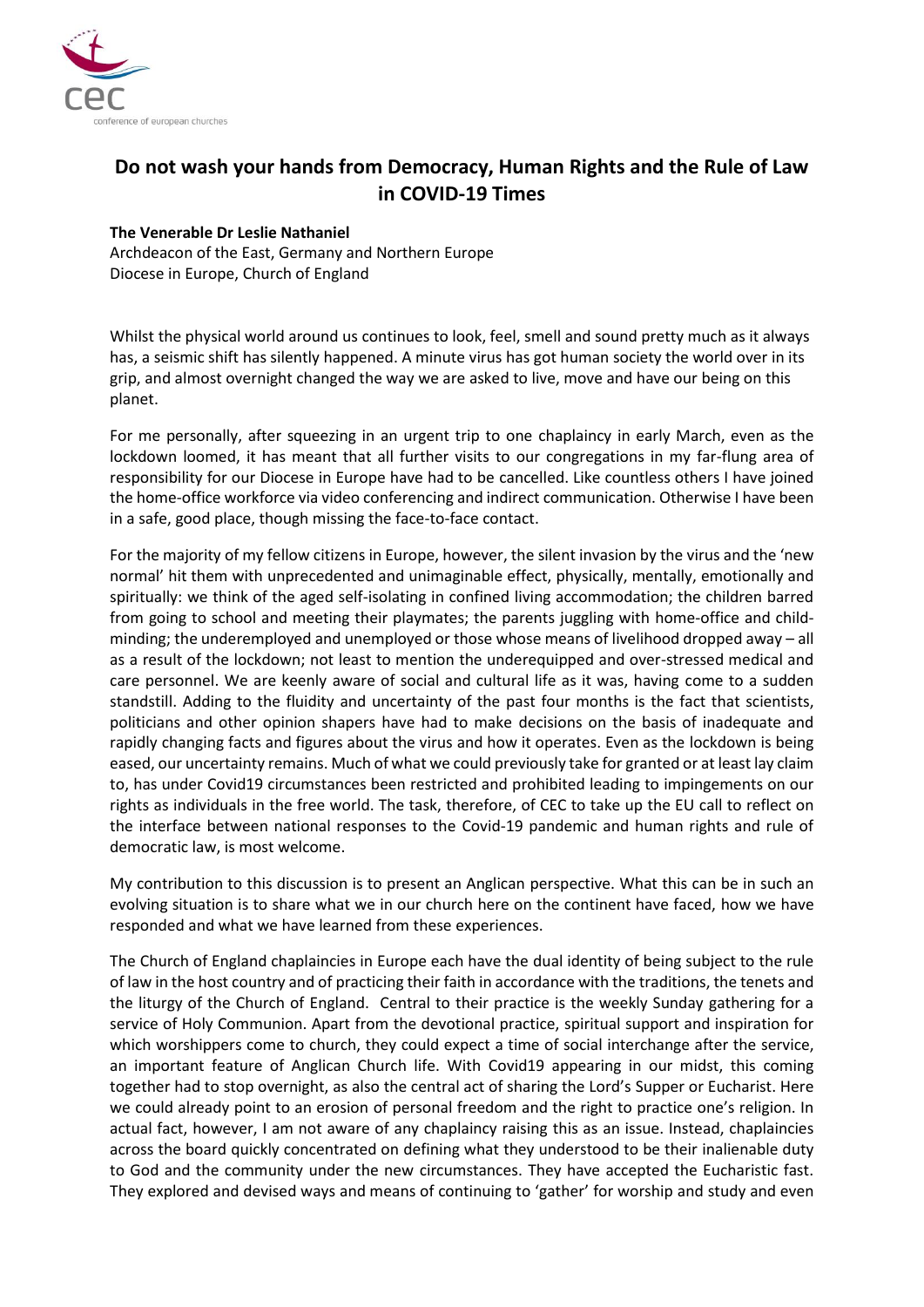# Do not wash your hands from Democracy, Human Rights and the Rule of Law in COVID-19 Times

**The Venerable Dr Leslie Nathaniel**
Archdeacon of the East, Germany and Northern Europe
Diocese in Europe, Church of England

Whilst the physical world around us continues to look, feel, smell and sound pretty much as it always has, a seismic shift has silently happened. A minute virus has got human society the world over in its grip, and almost overnight changed the way we are asked to live, move and have our being on this planet.

For me personally, after squeezing in an urgent trip to one chaplaincy in early March, even as the lockdown loomed, it has meant that all further visits to our congregations in my far-flung area of responsibility for our Diocese in Europe have had to be cancelled. Like countless others I have joined the home-office workforce via video conferencing and indirect communication. Otherwise I have been in a safe, good place, though missing the face-to-face contact.

For the majority of my fellow citizens in Europe, however, the silent invasion by the virus and the 'new normal' hit them with unprecedented and unimaginable effect, physically, mentally, emotionally and spiritually: we think of the aged self-isolating in confined living accommodation; the children barred from going to school and meeting their playmates; the parents juggling with home-office and child-minding; the underemployed and unemployed or those whose means of livelihood dropped away – all as a result of the lockdown; not least to mention the underequipped and over-stressed medical and care personnel. We are keenly aware of social and cultural life as it was, having come to a sudden standstill. Adding to the fluidity and uncertainty of the past four months is the fact that scientists, politicians and other opinion shapers have had to make decisions on the basis of inadequate and rapidly changing facts and figures about the virus and how it operates. Even as the lockdown is being eased, our uncertainty remains. Much of what we could previously take for granted or at least lay claim to, has under Covid19 circumstances been restricted and prohibited leading to impingements on our rights as individuals in the free world. The task, therefore, of CEC to take up the EU call to reflect on the interface between national responses to the Covid-19 pandemic and human rights and rule of democratic law, is most welcome.

My contribution to this discussion is to present an Anglican perspective. What this can be in such an evolving situation is to share what we in our church here on the continent have faced, how we have responded and what we have learned from these experiences.

The Church of England chaplaincies in Europe each have the dual identity of being subject to the rule of law in the host country and of practicing their faith in accordance with the traditions, the tenets and the liturgy of the Church of England. Central to their practice is the weekly Sunday gathering for a service of Holy Communion. Apart from the devotional practice, spiritual support and inspiration for which worshippers come to church, they could expect a time of social interchange after the service, an important feature of Anglican Church life. With Covid19 appearing in our midst, this coming together had to stop overnight, as also the central act of sharing the Lord's Supper or Eucharist. Here we could already point to an erosion of personal freedom and the right to practice one's religion. In actual fact, however, I am not aware of any chaplaincy raising this as an issue. Instead, chaplaincies across the board quickly concentrated on defining what they understood to be their inalienable duty to God and the community under the new circumstances. They have accepted the Eucharistic fast. They explored and devised ways and means of continuing to 'gather' for worship and study and even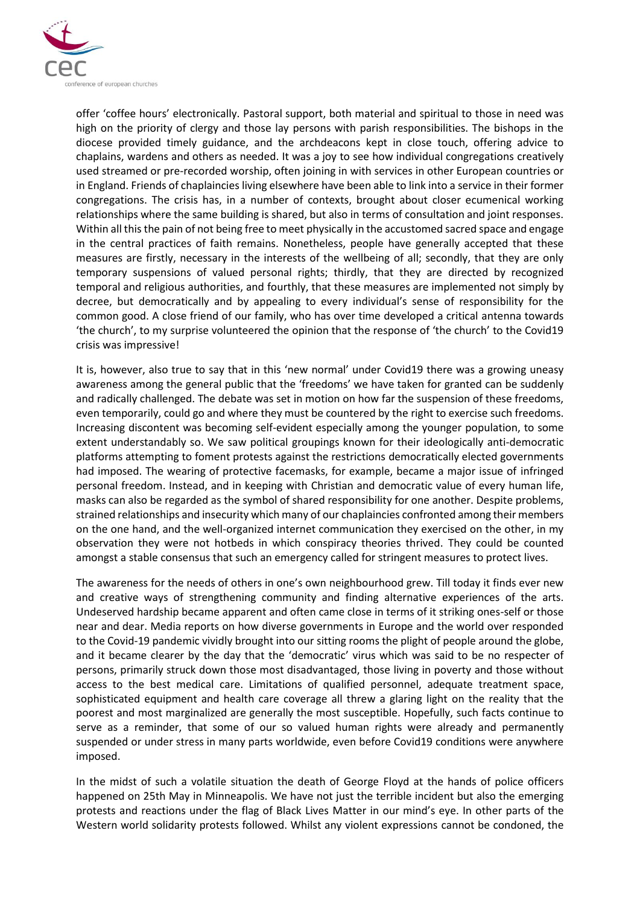offer 'coffee hours' electronically. Pastoral support, both material and spiritual to those in need was high on the priority of clergy and those lay persons with parish responsibilities. The bishops in the diocese provided timely guidance, and the archdeacons kept in close touch, offering advice to chaplains, wardens and others as needed. It was a joy to see how individual congregations creatively used streamed or pre-recorded worship, often joining in with services in other European countries or in England. Friends of chaplaincies living elsewhere have been able to link into a service in their former congregations. The crisis has, in a number of contexts, brought about closer ecumenical working relationships where the same building is shared, but also in terms of consultation and joint responses. Within all this the pain of not being free to meet physically in the accustomed sacred space and engage in the central practices of faith remains. Nonetheless, people have generally accepted that these measures are firstly, necessary in the interests of the wellbeing of all; secondly, that they are only temporary suspensions of valued personal rights; thirdly, that they are directed by recognized temporal and religious authorities, and fourthly, that these measures are implemented not simply by decree, but democratically and by appealing to every individual's sense of responsibility for the common good. A close friend of our family, who has over time developed a critical antenna towards 'the church', to my surprise volunteered the opinion that the response of 'the church' to the Covid19 crisis was impressive!

It is, however, also true to say that in this 'new normal' under Covid19 there was a growing uneasy awareness among the general public that the 'freedoms' we have taken for granted can be suddenly and radically challenged. The debate was set in motion on how far the suspension of these freedoms, even temporarily, could go and where they must be countered by the right to exercise such freedoms. Increasing discontent was becoming self-evident especially among the younger population, to some extent understandably so. We saw political groupings known for their ideologically anti-democratic platforms attempting to foment protests against the restrictions democratically elected governments had imposed. The wearing of protective facemasks, for example, became a major issue of infringed personal freedom. Instead, and in keeping with Christian and democratic value of every human life, masks can also be regarded as the symbol of shared responsibility for one another. Despite problems, strained relationships and insecurity which many of our chaplaincies confronted among their members on the one hand, and the well-organized internet communication they exercised on the other, in my observation they were not hotbeds in which conspiracy theories thrived. They could be counted amongst a stable consensus that such an emergency called for stringent measures to protect lives.

The awareness for the needs of others in one's own neighbourhood grew. Till today it finds ever new and creative ways of strengthening community and finding alternative experiences of the arts. Undeserved hardship became apparent and often came close in terms of it striking ones-self or those near and dear. Media reports on how diverse governments in Europe and the world over responded to the Covid-19 pandemic vividly brought into our sitting rooms the plight of people around the globe, and it became clearer by the day that the 'democratic' virus which was said to be no respecter of persons, primarily struck down those most disadvantaged, those living in poverty and those without access to the best medical care. Limitations of qualified personnel, adequate treatment space, sophisticated equipment and health care coverage all threw a glaring light on the reality that the poorest and most marginalized are generally the most susceptible. Hopefully, such facts continue to serve as a reminder, that some of our so valued human rights were already and permanently suspended or under stress in many parts worldwide, even before Covid19 conditions were anywhere imposed.

In the midst of such a volatile situation the death of George Floyd at the hands of police officers happened on 25th May in Minneapolis. We have not just the terrible incident but also the emerging protests and reactions under the flag of Black Lives Matter in our mind's eye. In other parts of the Western world solidarity protests followed. Whilst any violent expressions cannot be condoned, the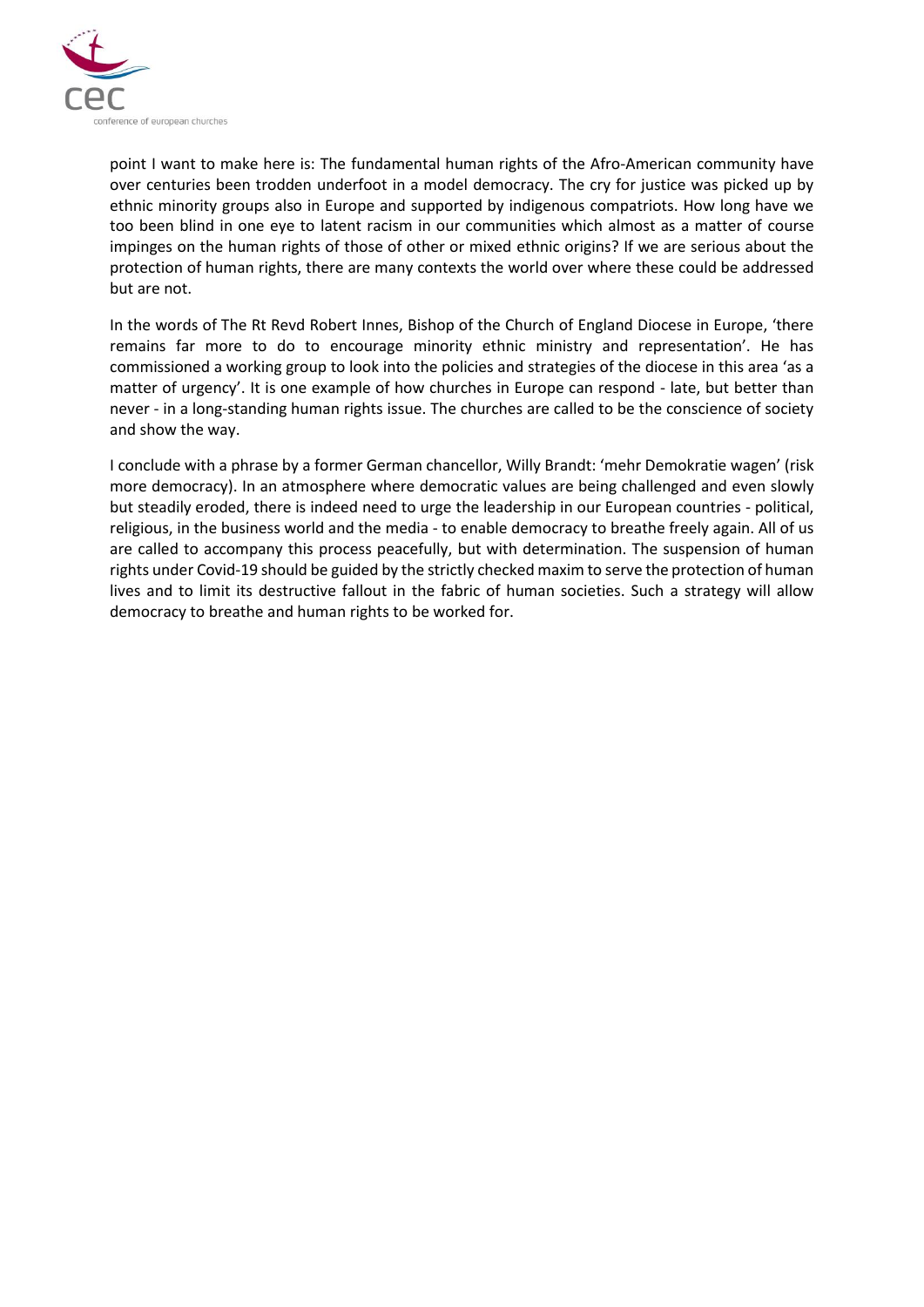point I want to make here is: The fundamental human rights of the Afro-American community have over centuries been trodden underfoot in a model democracy. The cry for justice was picked up by ethnic minority groups also in Europe and supported by indigenous compatriots. How long have we too been blind in one eye to latent racism in our communities which almost as a matter of course impinges on the human rights of those of other or mixed ethnic origins? If we are serious about the protection of human rights, there are many contexts the world over where these could be addressed but are not.

In the words of The Rt Revd Robert Innes, Bishop of the Church of England Diocese in Europe, 'there remains far more to do to encourage minority ethnic ministry and representation'. He has commissioned a working group to look into the policies and strategies of the diocese in this area 'as a matter of urgency'. It is one example of how churches in Europe can respond - late, but better than never - in a long-standing human rights issue. The churches are called to be the conscience of society and show the way.

I conclude with a phrase by a former German chancellor, Willy Brandt: 'mehr Demokratie wagen' (risk more democracy). In an atmosphere where democratic values are being challenged and even slowly but steadily eroded, there is indeed need to urge the leadership in our European countries - political, religious, in the business world and the media - to enable democracy to breathe freely again. All of us are called to accompany this process peacefully, but with determination. The suspension of human rights under Covid-19 should be guided by the strictly checked maxim to serve the protection of human lives and to limit its destructive fallout in the fabric of human societies. Such a strategy will allow democracy to breathe and human rights to be worked for.